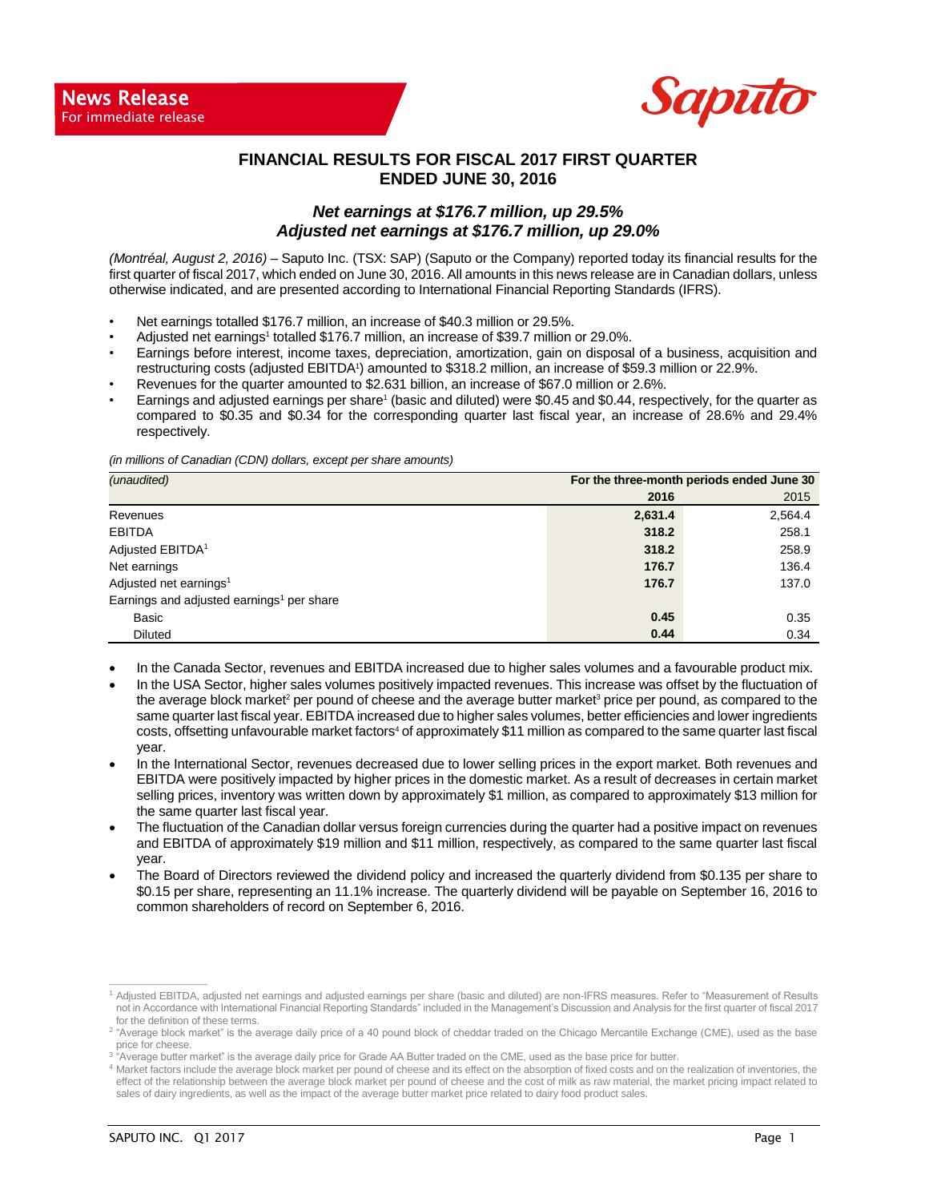**News Release**
For immediate release

# FINANCIAL RESULTS FOR FISCAL 2017 FIRST QUARTER ENDED JUNE 30, 2016

## *Net earnings at $176.7 million, up 29.5%*
## *Adjusted net earnings at $176.7 million, up 29.0%*

*(Montréal, August 2, 2016)* – Saputo Inc. (TSX: SAP) (Saputo or the Company) reported today its financial results for the first quarter of fiscal 2017, which ended on June 30, 2016. All amounts in this news release are in Canadian dollars, unless otherwise indicated, and are presented according to International Financial Reporting Standards (IFRS).

- Net earnings totalled $176.7 million, an increase of $40.3 million or 29.5%.
- Adjusted net earnings[1] totalled $176.7 million, an increase of $39.7 million or 29.0%.
- Earnings before interest, income taxes, depreciation, amortization, gain on disposal of a business, acquisition and restructuring costs (adjusted EBITDA[1]) amounted to $318.2 million, an increase of $59.3 million or 22.9%.
- Revenues for the quarter amounted to $2.631 billion, an increase of $67.0 million or 2.6%.
- Earnings and adjusted earnings per share[1] (basic and diluted) were $0.45 and $0.44, respectively, for the quarter as compared to $0.35 and $0.34 for the corresponding quarter last fiscal year, an increase of 28.6% and 29.4% respectively.

*(in millions of Canadian (CDN) dollars, except per share amounts)*

| *(unaudited)* | For the three-month periods ended June 30 | |
|---|---|---|
| | **2016** | 2015 |
| Revenues | **2,631.4** | 2,564.4 |
| EBITDA | **318.2** | 258.1 |
| Adjusted EBITDA[1] | **318.2** | 258.9 |
| Net earnings | **176.7** | 136.4 |
| Adjusted net earnings[1] | **176.7** | 137.0 |
| Earnings and adjusted earnings[1] per share | | |
| Basic | **0.45** | 0.35 |
| Diluted | **0.44** | 0.34 |

- In the Canada Sector, revenues and EBITDA increased due to higher sales volumes and a favourable product mix.
- In the USA Sector, higher sales volumes positively impacted revenues. This increase was offset by the fluctuation of the average block market[2] per pound of cheese and the average butter market[3] price per pound, as compared to the same quarter last fiscal year. EBITDA increased due to higher sales volumes, better efficiencies and lower ingredients costs, offsetting unfavourable market factors[4] of approximately $11 million as compared to the same quarter last fiscal year.
- In the International Sector, revenues decreased due to lower selling prices in the export market. Both revenues and EBITDA were positively impacted by higher prices in the domestic market. As a result of decreases in certain market selling prices, inventory was written down by approximately $1 million, as compared to approximately $13 million for the same quarter last fiscal year.
- The fluctuation of the Canadian dollar versus foreign currencies during the quarter had a positive impact on revenues and EBITDA of approximately $19 million and $11 million, respectively, as compared to the same quarter last fiscal year.
- The Board of Directors reviewed the dividend policy and increased the quarterly dividend from $0.135 per share to $0.15 per share, representing an 11.1% increase. The quarterly dividend will be payable on September 16, 2016 to common shareholders of record on September 6, 2016.

---

[1] Adjusted EBITDA, adjusted net earnings and adjusted earnings per share (basic and diluted) are non-IFRS measures. Refer to "Measurement of Results not in Accordance with International Financial Reporting Standards" included in the Management's Discussion and Analysis for the first quarter of fiscal 2017 for the definition of these terms.

[2] "Average block market" is the average daily price of a 40 pound block of cheddar traded on the Chicago Mercantile Exchange (CME), used as the base price for cheese.

[3] "Average butter market" is the average daily price for Grade AA Butter traded on the CME, used as the base price for butter.

[4] Market factors include the average block market per pound of cheese and its effect on the absorption of fixed costs and on the realization of inventories, the effect of the relationship between the average block market per pound of cheese and the cost of milk as raw material, the market pricing impact related to sales of dairy ingredients, as well as the impact of the average butter market price related to dairy food product sales.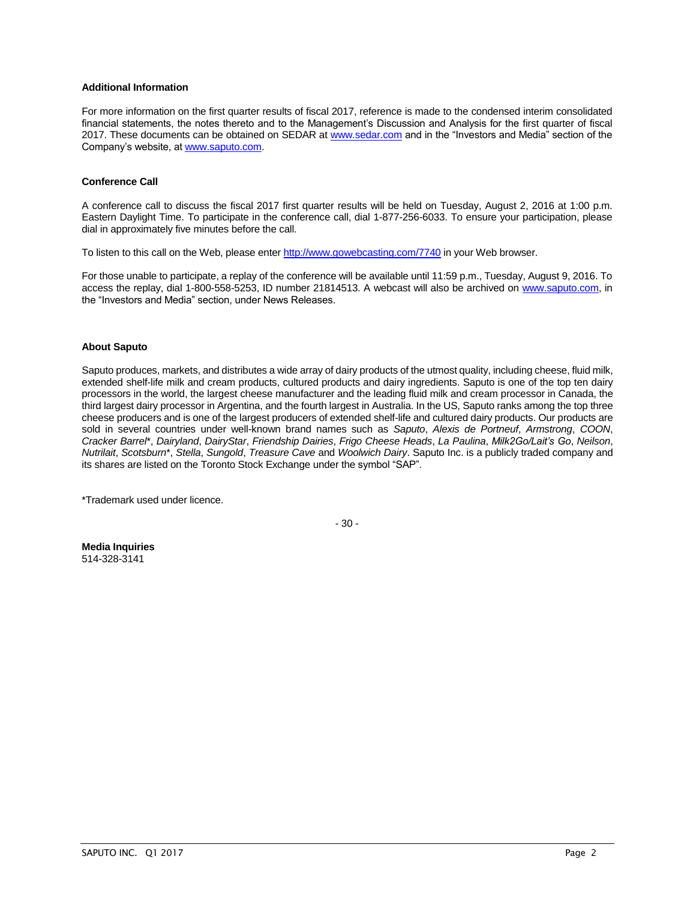**Additional Information**

For more information on the first quarter results of fiscal 2017, reference is made to the condensed interim consolidated financial statements, the notes thereto and to the Management's Discussion and Analysis for the first quarter of fiscal 2017. These documents can be obtained on SEDAR at www.sedar.com and in the "Investors and Media" section of the Company's website, at www.saputo.com.

**Conference Call**

A conference call to discuss the fiscal 2017 first quarter results will be held on Tuesday, August 2, 2016 at 1:00 p.m. Eastern Daylight Time. To participate in the conference call, dial 1-877-256-6033. To ensure your participation, please dial in approximately five minutes before the call.

To listen to this call on the Web, please enter http://www.gowebcasting.com/7740 in your Web browser.

For those unable to participate, a replay of the conference will be available until 11:59 p.m., Tuesday, August 9, 2016. To access the replay, dial 1-800-558-5253, ID number 21814513. A webcast will also be archived on www.saputo.com, in the "Investors and Media" section, under News Releases.

**About Saputo**

Saputo produces, markets, and distributes a wide array of dairy products of the utmost quality, including cheese, fluid milk, extended shelf-life milk and cream products, cultured products and dairy ingredients. Saputo is one of the top ten dairy processors in the world, the largest cheese manufacturer and the leading fluid milk and cream processor in Canada, the third largest dairy processor in Argentina, and the fourth largest in Australia. In the US, Saputo ranks among the top three cheese producers and is one of the largest producers of extended shelf-life and cultured dairy products. Our products are sold in several countries under well-known brand names such as *Saputo*, *Alexis de Portneuf*, *Armstrong*, *COON*, *Cracker Barrel*\*, *Dairyland*, *DairyStar*, *Friendship Dairies*, *Frigo Cheese Heads*, *La Paulina*, *Milk2Go/Lait's Go*, *Neilson*, *Nutrilait*, *Scotsburn*\*, *Stella*, *Sungold*, *Treasure Cave* and *Woolwich Dairy*. Saputo Inc. is a publicly traded company and its shares are listed on the Toronto Stock Exchange under the symbol "SAP".

\*Trademark used under licence.

\- 30 -

**Media Inquiries**
514-328-3141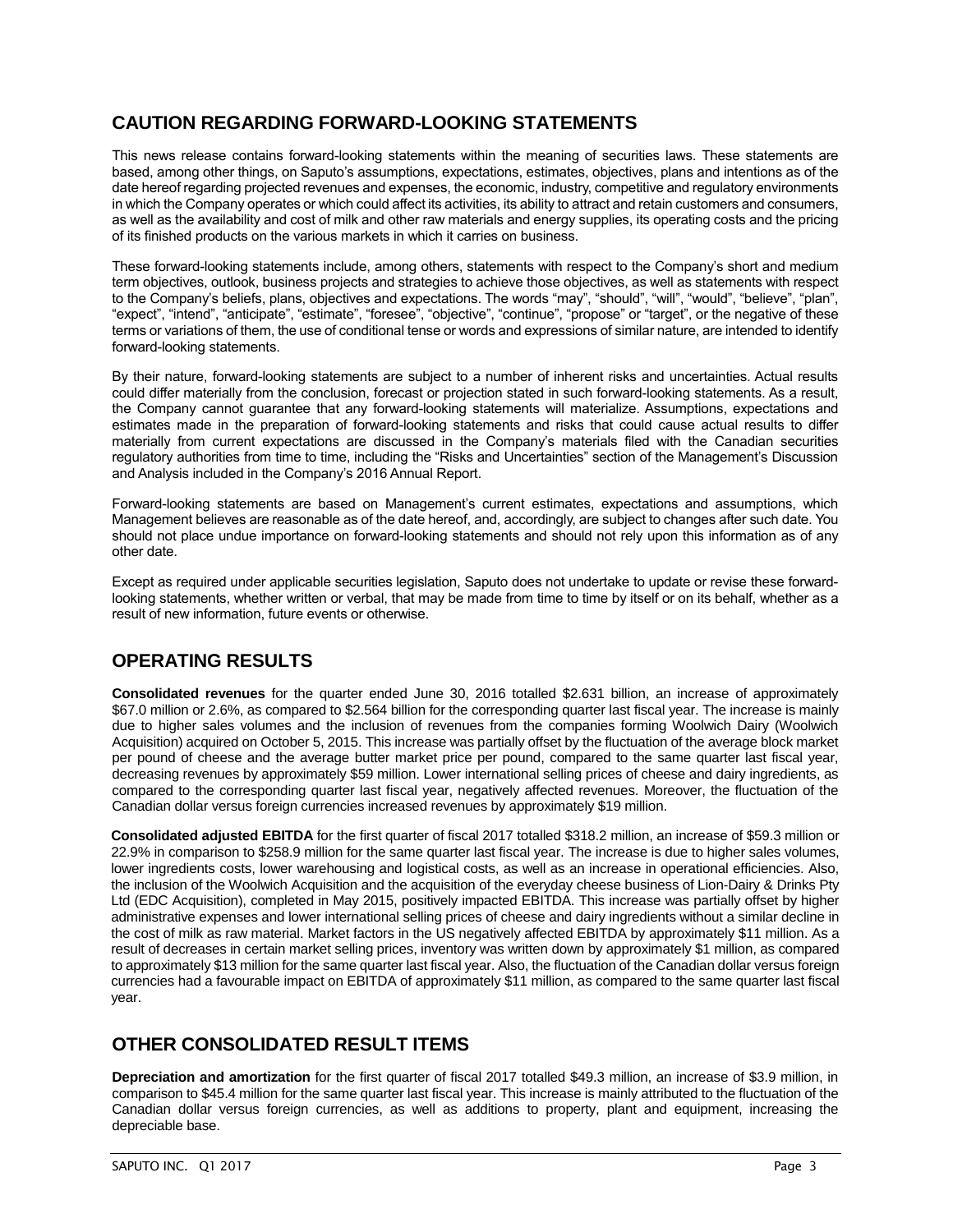## CAUTION REGARDING FORWARD-LOOKING STATEMENTS

This news release contains forward-looking statements within the meaning of securities laws. These statements are based, among other things, on Saputo's assumptions, expectations, estimates, objectives, plans and intentions as of the date hereof regarding projected revenues and expenses, the economic, industry, competitive and regulatory environments in which the Company operates or which could affect its activities, its ability to attract and retain customers and consumers, as well as the availability and cost of milk and other raw materials and energy supplies, its operating costs and the pricing of its finished products on the various markets in which it carries on business.

These forward-looking statements include, among others, statements with respect to the Company's short and medium term objectives, outlook, business projects and strategies to achieve those objectives, as well as statements with respect to the Company's beliefs, plans, objectives and expectations. The words "may", "should", "will", "would", "believe", "plan", "expect", "intend", "anticipate", "estimate", "foresee", "objective", "continue", "propose" or "target", or the negative of these terms or variations of them, the use of conditional tense or words and expressions of similar nature, are intended to identify forward-looking statements.

By their nature, forward-looking statements are subject to a number of inherent risks and uncertainties. Actual results could differ materially from the conclusion, forecast or projection stated in such forward-looking statements. As a result, the Company cannot guarantee that any forward-looking statements will materialize. Assumptions, expectations and estimates made in the preparation of forward-looking statements and risks that could cause actual results to differ materially from current expectations are discussed in the Company's materials filed with the Canadian securities regulatory authorities from time to time, including the "Risks and Uncertainties" section of the Management's Discussion and Analysis included in the Company's 2016 Annual Report.

Forward-looking statements are based on Management's current estimates, expectations and assumptions, which Management believes are reasonable as of the date hereof, and, accordingly, are subject to changes after such date. You should not place undue importance on forward-looking statements and should not rely upon this information as of any other date.

Except as required under applicable securities legislation, Saputo does not undertake to update or revise these forward-looking statements, whether written or verbal, that may be made from time to time by itself or on its behalf, whether as a result of new information, future events or otherwise.

## OPERATING RESULTS

**Consolidated revenues** for the quarter ended June 30, 2016 totalled $2.631 billion, an increase of approximately $67.0 million or 2.6%, as compared to $2.564 billion for the corresponding quarter last fiscal year. The increase is mainly due to higher sales volumes and the inclusion of revenues from the companies forming Woolwich Dairy (Woolwich Acquisition) acquired on October 5, 2015. This increase was partially offset by the fluctuation of the average block market per pound of cheese and the average butter market price per pound, compared to the same quarter last fiscal year, decreasing revenues by approximately $59 million. Lower international selling prices of cheese and dairy ingredients, as compared to the corresponding quarter last fiscal year, negatively affected revenues. Moreover, the fluctuation of the Canadian dollar versus foreign currencies increased revenues by approximately $19 million.

**Consolidated adjusted EBITDA** for the first quarter of fiscal 2017 totalled $318.2 million, an increase of $59.3 million or 22.9% in comparison to $258.9 million for the same quarter last fiscal year. The increase is due to higher sales volumes, lower ingredients costs, lower warehousing and logistical costs, as well as an increase in operational efficiencies. Also, the inclusion of the Woolwich Acquisition and the acquisition of the everyday cheese business of Lion-Dairy & Drinks Pty Ltd (EDC Acquisition), completed in May 2015, positively impacted EBITDA. This increase was partially offset by higher administrative expenses and lower international selling prices of cheese and dairy ingredients without a similar decline in the cost of milk as raw material. Market factors in the US negatively affected EBITDA by approximately $11 million. As a result of decreases in certain market selling prices, inventory was written down by approximately $1 million, as compared to approximately $13 million for the same quarter last fiscal year. Also, the fluctuation of the Canadian dollar versus foreign currencies had a favourable impact on EBITDA of approximately $11 million, as compared to the same quarter last fiscal year.

## OTHER CONSOLIDATED RESULT ITEMS

**Depreciation and amortization** for the first quarter of fiscal 2017 totalled $49.3 million, an increase of $3.9 million, in comparison to $45.4 million for the same quarter last fiscal year. This increase is mainly attributed to the fluctuation of the Canadian dollar versus foreign currencies, as well as additions to property, plant and equipment, increasing the depreciable base.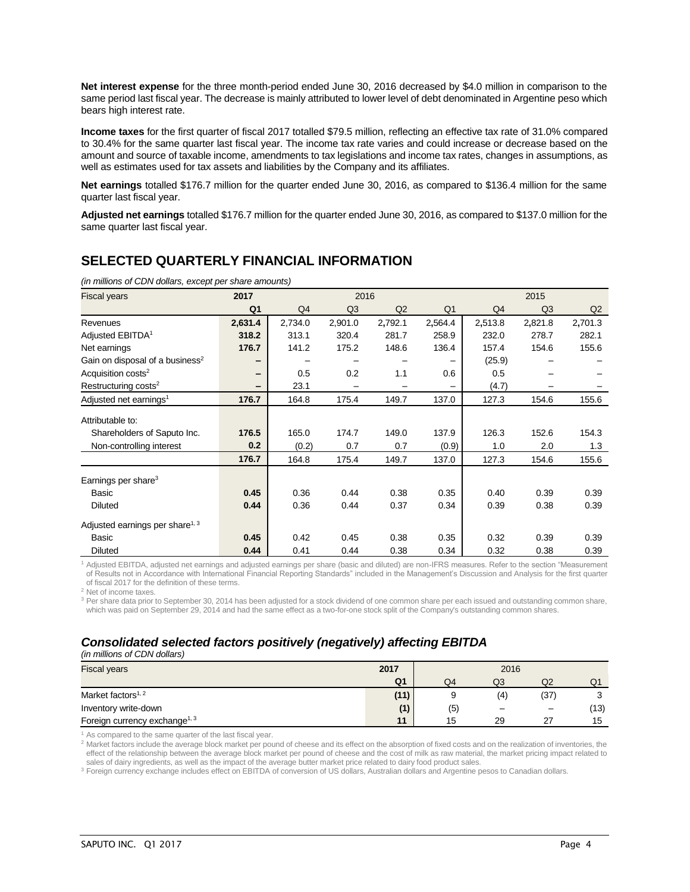**Net interest expense** for the three month-period ended June 30, 2016 decreased by $4.0 million in comparison to the same period last fiscal year. The decrease is mainly attributed to lower level of debt denominated in Argentine peso which bears high interest rate.

**Income taxes** for the first quarter of fiscal 2017 totalled $79.5 million, reflecting an effective tax rate of 31.0% compared to 30.4% for the same quarter last fiscal year. The income tax rate varies and could increase or decrease based on the amount and source of taxable income, amendments to tax legislations and income tax rates, changes in assumptions, as well as estimates used for tax assets and liabilities by the Company and its affiliates.

**Net earnings** totalled $176.7 million for the quarter ended June 30, 2016, as compared to $136.4 million for the same quarter last fiscal year.

**Adjusted net earnings** totalled $176.7 million for the quarter ended June 30, 2016, as compared to $137.0 million for the same quarter last fiscal year.

## SELECTED QUARTERLY FINANCIAL INFORMATION

*(in millions of CDN dollars, except per share amounts)*

| Fiscal years | 2017 | | 2016 | | | | 2015 | |
|---|---|---|---|---|---|---|---|---|
| | **Q1** | Q4 | Q3 | Q2 | Q1 | Q4 | Q3 | Q2 |
| Revenues | **2,631.4** | 2,734.0 | 2,901.0 | 2,792.1 | 2,564.4 | 2,513.8 | 2,821.8 | 2,701.3 |
| Adjusted EBITDA[1] | **318.2** | 313.1 | 320.4 | 281.7 | 258.9 | 232.0 | 278.7 | 282.1 |
| Net earnings | **176.7** | 141.2 | 175.2 | 148.6 | 136.4 | 157.4 | 154.6 | 155.6 |
| Gain on disposal of a business[2] | **–** | – | – | – | – | (25.9) | – | – |
| Acquisition costs[2] | **–** | 0.5 | 0.2 | 1.1 | 0.6 | 0.5 | – | – |
| Restructuring costs[2] | **–** | 23.1 | – | – | – | (4.7) | – | – |
| Adjusted net earnings[1] | **176.7** | 164.8 | 175.4 | 149.7 | 137.0 | 127.3 | 154.6 | 155.6 |
| Attributable to: | | | | | | | | |
| Shareholders of Saputo Inc. | **176.5** | 165.0 | 174.7 | 149.0 | 137.9 | 126.3 | 152.6 | 154.3 |
| Non-controlling interest | **0.2** | (0.2) | 0.7 | 0.7 | (0.9) | 1.0 | 2.0 | 1.3 |
| | **176.7** | 164.8 | 175.4 | 149.7 | 137.0 | 127.3 | 154.6 | 155.6 |
| Earnings per share[3] | | | | | | | | |
| Basic | **0.45** | 0.36 | 0.44 | 0.38 | 0.35 | 0.40 | 0.39 | 0.39 |
| Diluted | **0.44** | 0.36 | 0.44 | 0.37 | 0.34 | 0.39 | 0.38 | 0.39 |
| Adjusted earnings per share[1, 3] | | | | | | | | |
| Basic | **0.45** | 0.42 | 0.45 | 0.38 | 0.35 | 0.32 | 0.39 | 0.39 |
| Diluted | **0.44** | 0.41 | 0.44 | 0.38 | 0.34 | 0.32 | 0.38 | 0.39 |

[1] Adjusted EBITDA, adjusted net earnings and adjusted earnings per share (basic and diluted) are non-IFRS measures. Refer to the section "Measurement of Results not in Accordance with International Financial Reporting Standards" included in the Management's Discussion and Analysis for the first quarter of fiscal 2017 for the definition of these terms.
[2] Net of income taxes.
[3] Per share data prior to September 30, 2014 has been adjusted for a stock dividend of one common share per each issued and outstanding common share, which was paid on September 29, 2014 and had the same effect as a two-for-one stock split of the Company's outstanding common shares.

### *Consolidated selected factors positively (negatively) affecting EBITDA*

*(in millions of CDN dollars)*

| Fiscal years | 2017 | | 2016 | | |
|---|---|---|---|---|---|
| | **Q1** | Q4 | Q3 | Q2 | Q1 |
| Market factors[1, 2] | **(11)** | 9 | (4) | (37) | 3 |
| Inventory write-down | **(1)** | (5) | – | – | (13) |
| Foreign currency exchange[1, 3] | **11** | 15 | 29 | 27 | 15 |

[1] As compared to the same quarter of the last fiscal year.
[2] Market factors include the average block market per pound of cheese and its effect on the absorption of fixed costs and on the realization of inventories, the effect of the relationship between the average block market per pound of cheese and the cost of milk as raw material, the market pricing impact related to sales of dairy ingredients, as well as the impact of the average butter market price related to dairy food product sales.
[3] Foreign currency exchange includes effect on EBITDA of conversion of US dollars, Australian dollars and Argentine pesos to Canadian dollars.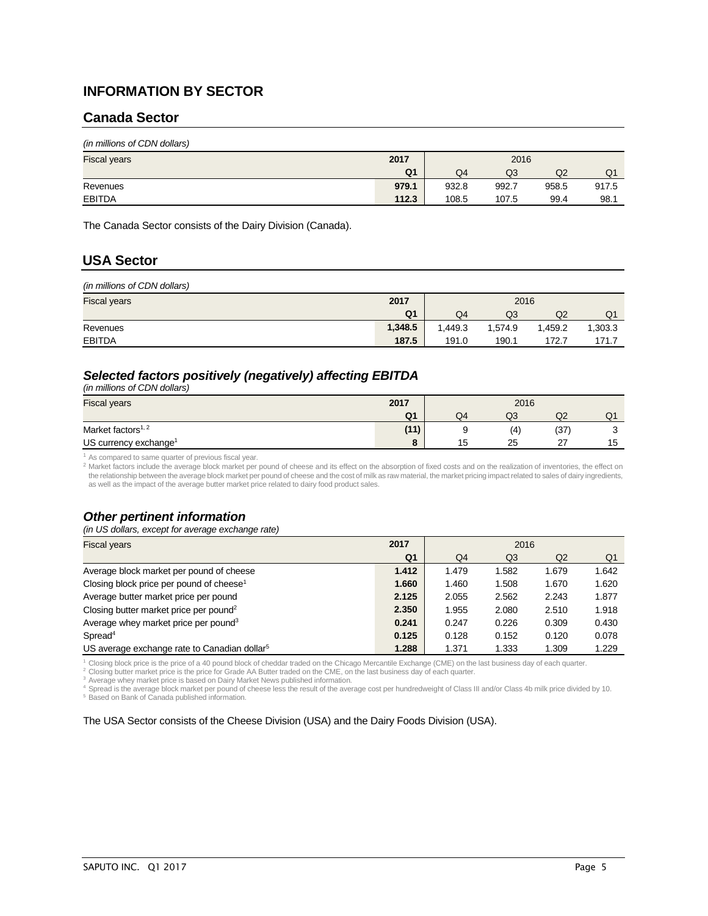# INFORMATION BY SECTOR

## Canada Sector

*(in millions of CDN dollars)*

| Fiscal years | 2017 | 2016 | | | |
|---|---|---|---|---|---|
| | **Q1** | Q4 | Q3 | Q2 | Q1 |
| Revenues | **979.1** | 932.8 | 992.7 | 958.5 | 917.5 |
| EBITDA | **112.3** | 108.5 | 107.5 | 99.4 | 98.1 |

The Canada Sector consists of the Dairy Division (Canada).

## USA Sector

*(in millions of CDN dollars)*

| Fiscal years | 2017 | 2016 | | | |
|---|---|---|---|---|---|
| | **Q1** | Q4 | Q3 | Q2 | Q1 |
| Revenues | **1,348.5** | 1,449.3 | 1,574.9 | 1,459.2 | 1,303.3 |
| EBITDA | **187.5** | 191.0 | 190.1 | 172.7 | 171.7 |

### *Selected factors positively (negatively) affecting EBITDA*

*(in millions of CDN dollars)*

| Fiscal years | 2017 | 2016 | | | |
|---|---|---|---|---|---|
| | **Q1** | Q4 | Q3 | Q2 | Q1 |
| Market factors[1, 2] | **(11)** | 9 | (4) | (37) | 3 |
| US currency exchange[1] | **8** | 15 | 25 | 27 | 15 |

[1] As compared to same quarter of previous fiscal year.
[2] Market factors include the average block market per pound of cheese and its effect on the absorption of fixed costs and on the realization of inventories, the effect on the relationship between the average block market per pound of cheese and the cost of milk as raw material, the market pricing impact related to sales of dairy ingredients, as well as the impact of the average butter market price related to dairy food product sales.

### *Other pertinent information*

*(in US dollars, except for average exchange rate)*

| Fiscal years | 2017 | 2016 | | | |
|---|---|---|---|---|---|
| | **Q1** | Q4 | Q3 | Q2 | Q1 |
| Average block market per pound of cheese | **1.412** | 1.479 | 1.582 | 1.679 | 1.642 |
| Closing block price per pound of cheese[1] | **1.660** | 1.460 | 1.508 | 1.670 | 1.620 |
| Average butter market price per pound | **2.125** | 2.055 | 2.562 | 2.243 | 1.877 |
| Closing butter market price per pound[2] | **2.350** | 1.955 | 2.080 | 2.510 | 1.918 |
| Average whey market price per pound[3] | **0.241** | 0.247 | 0.226 | 0.309 | 0.430 |
| Spread[4] | **0.125** | 0.128 | 0.152 | 0.120 | 0.078 |
| US average exchange rate to Canadian dollar[5] | **1.288** | 1.371 | 1.333 | 1.309 | 1.229 |

[1] Closing block price is the price of a 40 pound block of cheddar traded on the Chicago Mercantile Exchange (CME) on the last business day of each quarter.
[2] Closing butter market price is the price for Grade AA Butter traded on the CME, on the last business day of each quarter.
[3] Average whey market price is based on Dairy Market News published information.
[4] Spread is the average block market per pound of cheese less the result of the average cost per hundredweight of Class III and/or Class 4b milk price divided by 10.
[5] Based on Bank of Canada published information.

The USA Sector consists of the Cheese Division (USA) and the Dairy Foods Division (USA).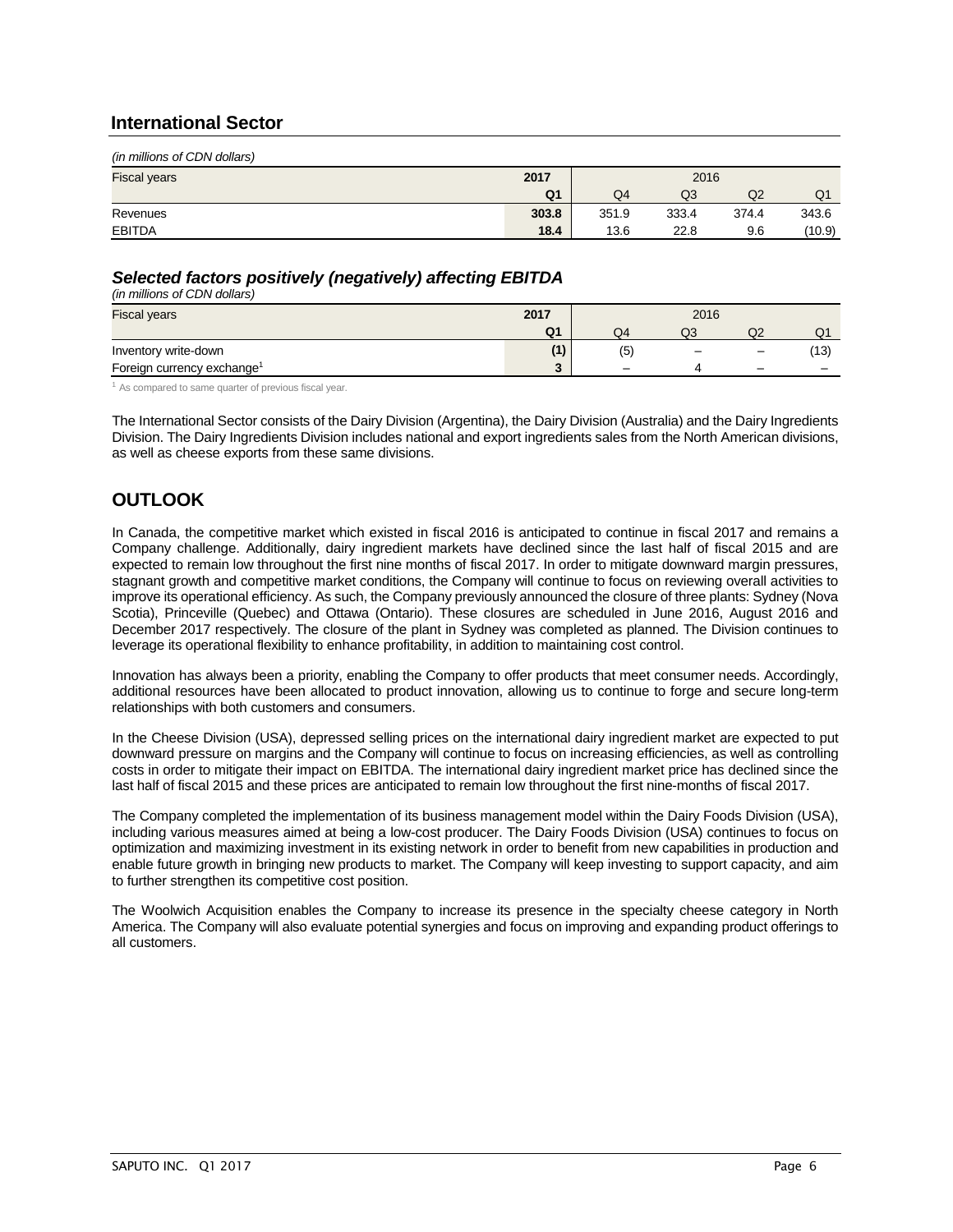## International Sector

*(in millions of CDN dollars)*

| Fiscal years | 2017 | 2016 | | | |
|---|---|---|---|---|---|
| | **Q1** | Q4 | Q3 | Q2 | Q1 |
| Revenues | **303.8** | 351.9 | 333.4 | 374.4 | 343.6 |
| EBITDA | **18.4** | 13.6 | 22.8 | 9.6 | (10.9) |

### *Selected factors positively (negatively) affecting EBITDA*

*(in millions of CDN dollars)*

| Fiscal years | 2017 | 2016 | | | |
|---|---|---|---|---|---|
| | **Q1** | Q4 | Q3 | Q2 | Q1 |
| Inventory write-down | **(1)** | (5) | – | – | (13) |
| Foreign currency exchange[1] | **3** | – | 4 | – | – |

[1] As compared to same quarter of previous fiscal year.

The International Sector consists of the Dairy Division (Argentina), the Dairy Division (Australia) and the Dairy Ingredients Division. The Dairy Ingredients Division includes national and export ingredients sales from the North American divisions, as well as cheese exports from these same divisions.

## OUTLOOK

In Canada, the competitive market which existed in fiscal 2016 is anticipated to continue in fiscal 2017 and remains a Company challenge. Additionally, dairy ingredient markets have declined since the last half of fiscal 2015 and are expected to remain low throughout the first nine months of fiscal 2017. In order to mitigate downward margin pressures, stagnant growth and competitive market conditions, the Company will continue to focus on reviewing overall activities to improve its operational efficiency. As such, the Company previously announced the closure of three plants: Sydney (Nova Scotia), Princeville (Quebec) and Ottawa (Ontario). These closures are scheduled in June 2016, August 2016 and December 2017 respectively. The closure of the plant in Sydney was completed as planned. The Division continues to leverage its operational flexibility to enhance profitability, in addition to maintaining cost control.

Innovation has always been a priority, enabling the Company to offer products that meet consumer needs. Accordingly, additional resources have been allocated to product innovation, allowing us to continue to forge and secure long-term relationships with both customers and consumers.

In the Cheese Division (USA), depressed selling prices on the international dairy ingredient market are expected to put downward pressure on margins and the Company will continue to focus on increasing efficiencies, as well as controlling costs in order to mitigate their impact on EBITDA. The international dairy ingredient market price has declined since the last half of fiscal 2015 and these prices are anticipated to remain low throughout the first nine-months of fiscal 2017.

The Company completed the implementation of its business management model within the Dairy Foods Division (USA), including various measures aimed at being a low-cost producer. The Dairy Foods Division (USA) continues to focus on optimization and maximizing investment in its existing network in order to benefit from new capabilities in production and enable future growth in bringing new products to market. The Company will keep investing to support capacity, and aim to further strengthen its competitive cost position.

The Woolwich Acquisition enables the Company to increase its presence in the specialty cheese category in North America. The Company will also evaluate potential synergies and focus on improving and expanding product offerings to all customers.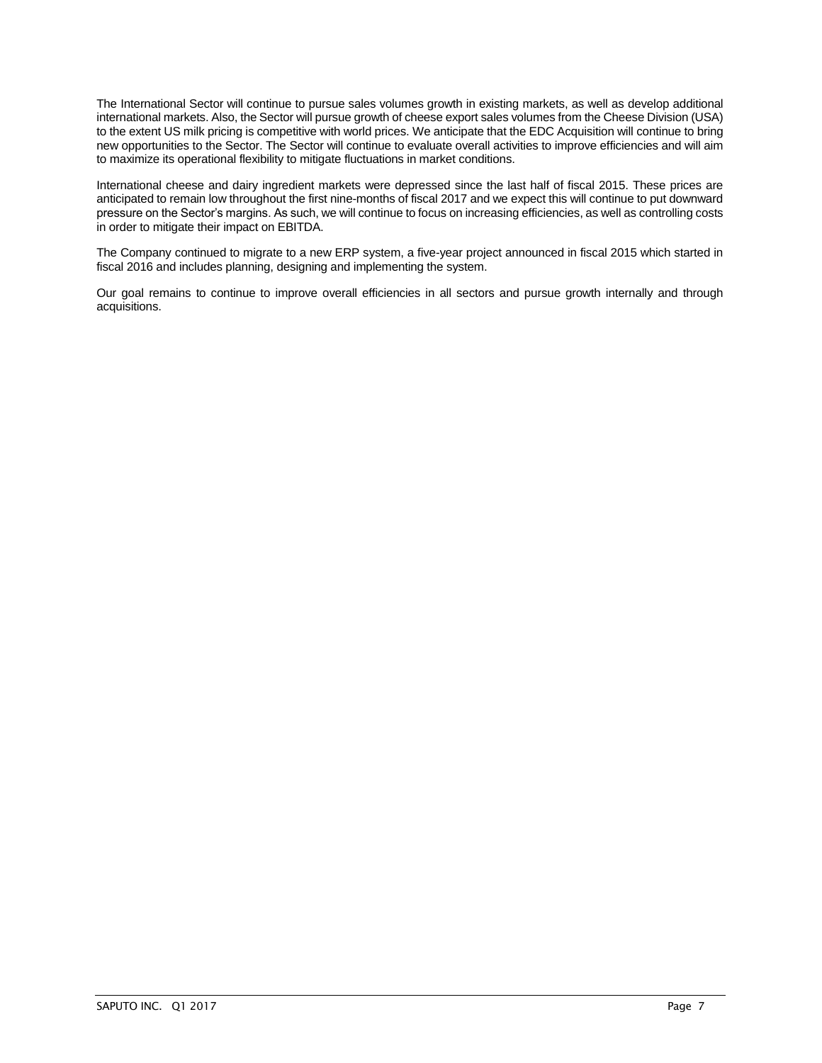The International Sector will continue to pursue sales volumes growth in existing markets, as well as develop additional international markets. Also, the Sector will pursue growth of cheese export sales volumes from the Cheese Division (USA) to the extent US milk pricing is competitive with world prices. We anticipate that the EDC Acquisition will continue to bring new opportunities to the Sector. The Sector will continue to evaluate overall activities to improve efficiencies and will aim to maximize its operational flexibility to mitigate fluctuations in market conditions.

International cheese and dairy ingredient markets were depressed since the last half of fiscal 2015. These prices are anticipated to remain low throughout the first nine-months of fiscal 2017 and we expect this will continue to put downward pressure on the Sector's margins. As such, we will continue to focus on increasing efficiencies, as well as controlling costs in order to mitigate their impact on EBITDA.

The Company continued to migrate to a new ERP system, a five-year project announced in fiscal 2015 which started in fiscal 2016 and includes planning, designing and implementing the system.

Our goal remains to continue to improve overall efficiencies in all sectors and pursue growth internally and through acquisitions.